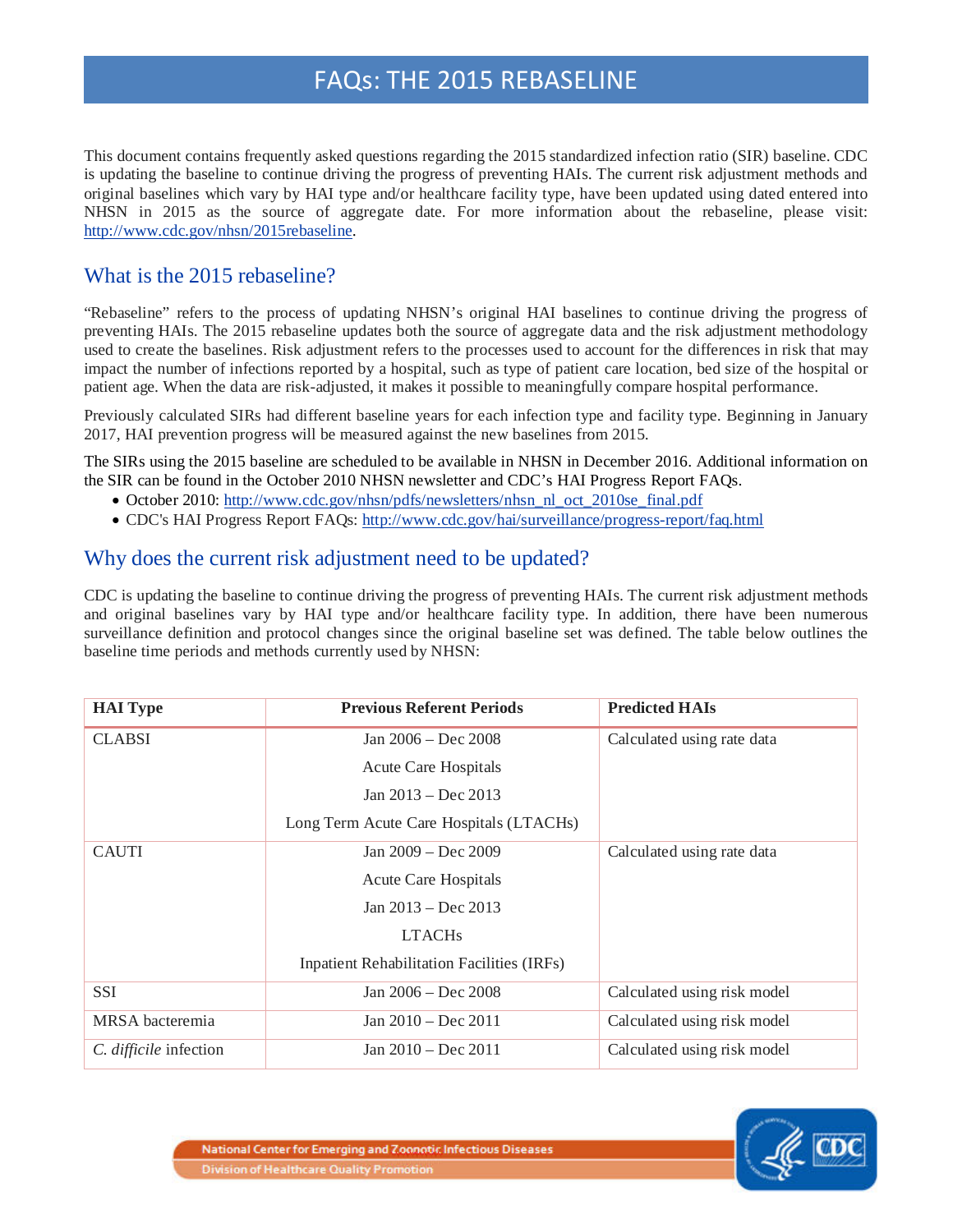# FAQs: THE 2015 REBASELINE

This document contains frequently asked questions regarding the 2015 standardized infection ratio (SIR) baseline. CDC is updating the baseline to continue driving the progress of preventing HAIs. The current risk adjustment methods and original baselines which vary by HAI type and/or healthcare facility type, have been updated using dated entered into NHSN in 2015 as the source of aggregate date. For more information about the rebaseline, please visit: http://www.cdc.gov/nhsn/2015rebaseline.

## What is the 2015 rebaseline?

"Rebaseline" refers to the process of updating NHSN's original HAI baselines to continue driving the progress of preventing HAIs. The 2015 rebaseline updates both the source of aggregate data and the risk adjustment methodology used to create the baselines. Risk adjustment refers to the processes used to account for the differences in risk that may impact the number of infections reported by a hospital, such as type of patient care location, bed size of the hospital or patient age. When the data are risk-adjusted, it makes it possible to meaningfully compare hospital performance.

Previously calculated SIRs had different baseline years for each infection type and facility type. Beginning in January 2017, HAI prevention progress will be measured against the new baselines from 2015.

The SIRs using the 2015 baseline are scheduled to be available in NHSN in December 2016. Additional information on the SIR can be found in the October 2010 NHSN newsletter and CDC's HAI Progress Report FAQs.

- October 2010: http://www.cdc.gov/nhsn/pdfs/newsletters/nhsn_nl_oct_2010se_final.pdf
- CDC's HAI Progress Report FAQs: http://www.cdc.gov/hai/surveillance/progress-report/faq.html

## Why does the current risk adjustment need to be updated?

CDC is updating the baseline to continue driving the progress of preventing HAIs. The current risk adjustment methods and original baselines vary by HAI type and/or healthcare facility type. In addition, there have been numerous surveillance definition and protocol changes since the original baseline set was defined. The table below outlines the baseline time periods and methods currently used by NHSN:

| HAI Type | Previous Referent Periods | Predicted HAIs |
|---|---|---|
| CLABSI | Jan 2006 – Dec 2008<br>Acute Care Hospitals<br>Jan 2013 – Dec 2013<br>Long Term Acute Care Hospitals (LTACHs) | Calculated using rate data |
| CAUTI | Jan 2009 – Dec 2009<br>Acute Care Hospitals<br>Jan 2013 – Dec 2013<br>LTACHs<br>Inpatient Rehabilitation Facilities (IRFs) | Calculated using rate data |
| SSI | Jan 2006 – Dec 2008 | Calculated using risk model |
| MRSA bacteremia | Jan 2010 – Dec 2011 | Calculated using risk model |
| *C. difficile* infection | Jan 2010 – Dec 2011 | Calculated using risk model |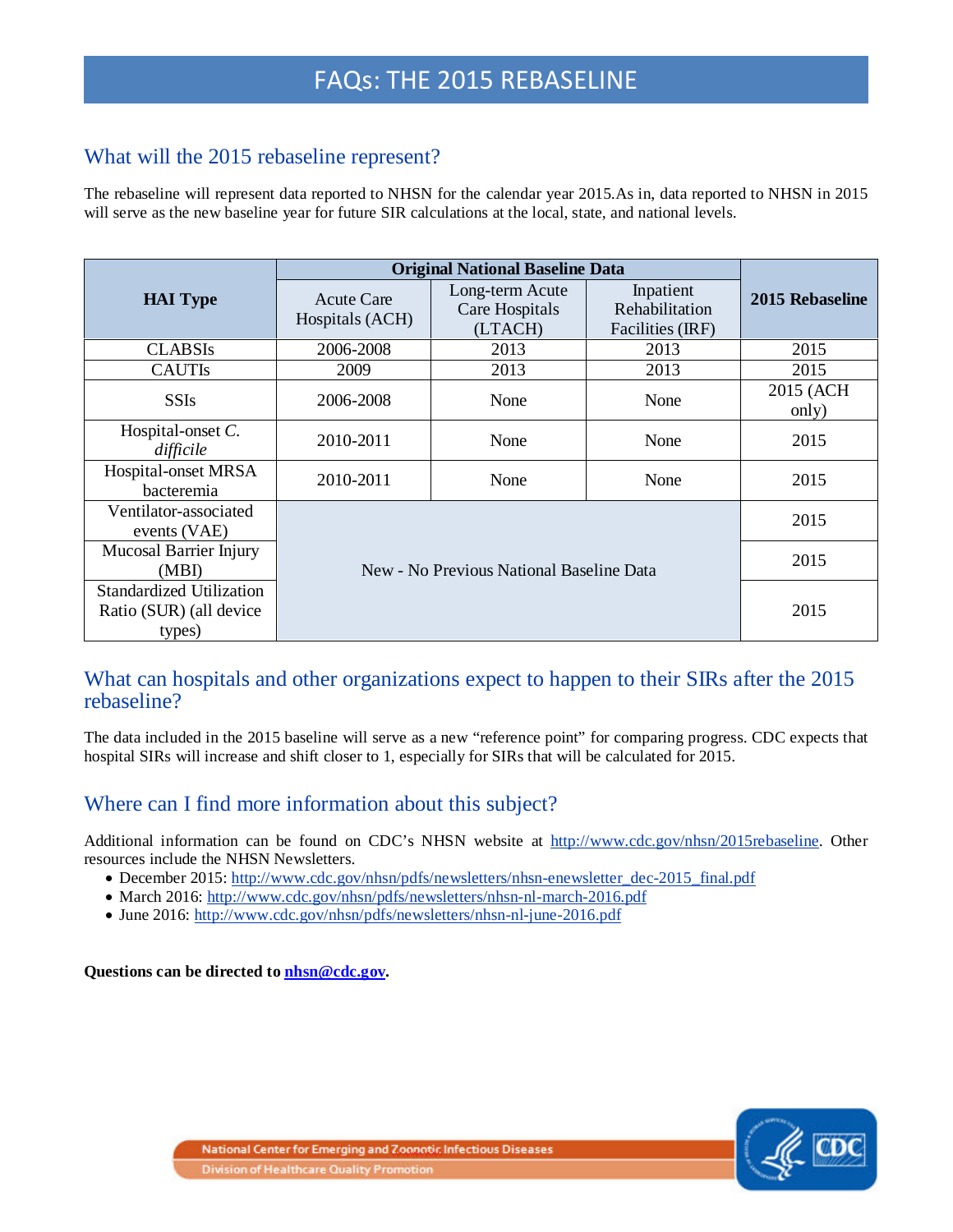# FAQs: THE 2015 REBASELINE

## What will the 2015 rebaseline represent?

The rebaseline will represent data reported to NHSN for the calendar year 2015.As in, data reported to NHSN in 2015 will serve as the new baseline year for future SIR calculations at the local, state, and national levels.

| HAI Type | Original National Baseline Data | | | 2015 Rebaseline |
|---|---|---|---|---|
| | Acute Care Hospitals (ACH) | Long-term Acute Care Hospitals (LTACH) | Inpatient Rehabilitation Facilities (IRF) | |
| CLABSIs | 2006-2008 | 2013 | 2013 | 2015 |
| CAUTIs | 2009 | 2013 | 2013 | 2015 |
| SSIs | 2006-2008 | None | None | 2015 (ACH only) |
| Hospital-onset *C. difficile* | 2010-2011 | None | None | 2015 |
| Hospital-onset MRSA bacteremia | 2010-2011 | None | None | 2015 |
| Ventilator-associated events (VAE) | New - No Previous National Baseline Data | | | 2015 |
| Mucosal Barrier Injury (MBI) | | | | 2015 |
| Standardized Utilization Ratio (SUR) (all device types) | | | | 2015 |

## What can hospitals and other organizations expect to happen to their SIRs after the 2015 rebaseline?

The data included in the 2015 baseline will serve as a new "reference point" for comparing progress. CDC expects that hospital SIRs will increase and shift closer to 1, especially for SIRs that will be calculated for 2015.

## Where can I find more information about this subject?

Additional information can be found on CDC's NHSN website at http://www.cdc.gov/nhsn/2015rebaseline. Other resources include the NHSN Newsletters.

- December 2015: http://www.cdc.gov/nhsn/pdfs/newsletters/nhsn-enewsletter_dec-2015_final.pdf
- March 2016: http://www.cdc.gov/nhsn/pdfs/newsletters/nhsn-nl-march-2016.pdf
- June 2016: http://www.cdc.gov/nhsn/pdfs/newsletters/nhsn-nl-june-2016.pdf

**Questions can be directed to nhsn@cdc.gov.**

National Center for Emerging and Zoonotic Infectious Diseases
Division of Healthcare Quality Promotion